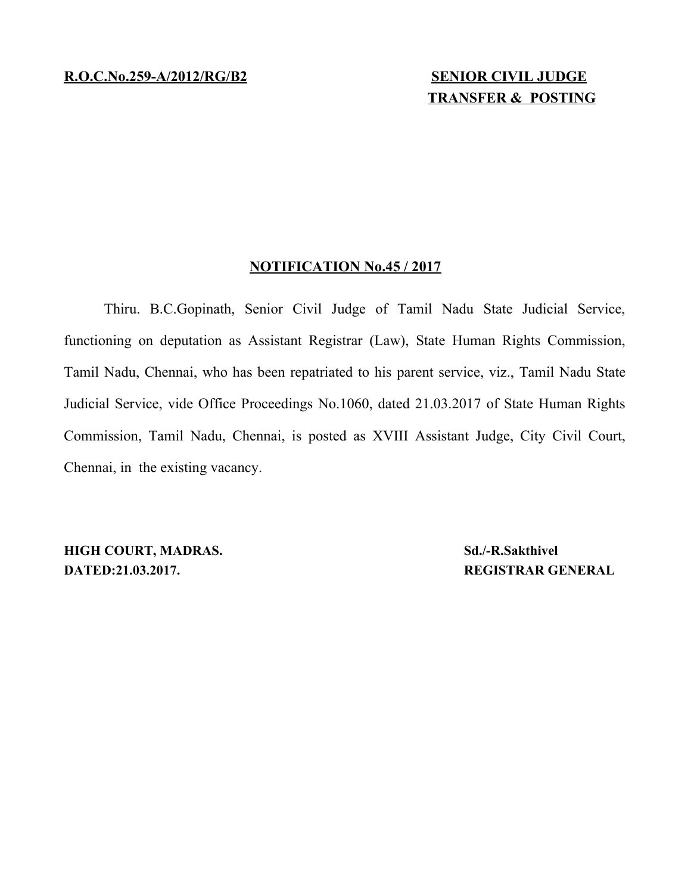**R.O.C.No.259-A/2012/RG/B2**

**SENIOR CIVIL JUDGE**
**TRANSFER & POSTING**

## NOTIFICATION No.45 / 2017

Thiru. B.C.Gopinath, Senior Civil Judge of Tamil Nadu State Judicial Service, functioning on deputation as Assistant Registrar (Law), State Human Rights Commission, Tamil Nadu, Chennai, who has been repatriated to his parent service, viz., Tamil Nadu State Judicial Service, vide Office Proceedings No.1060, dated 21.03.2017 of State Human Rights Commission, Tamil Nadu, Chennai, is posted as XVIII Assistant Judge, City Civil Court, Chennai, in the existing vacancy.

**HIGH COURT, MADRAS.**
**DATED:21.03.2017.**

**Sd./-R.Sakthivel**
**REGISTRAR GENERAL**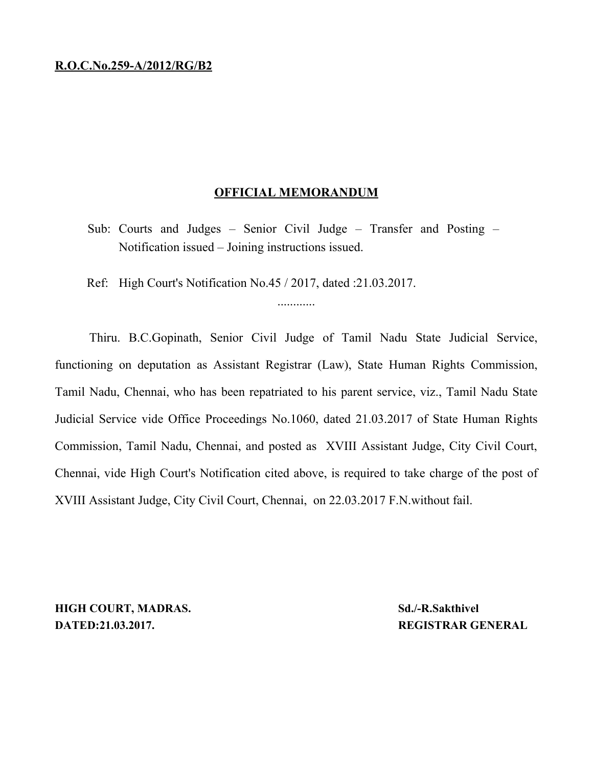**R.O.C.No.259-A/2012/RG/B2**

## OFFICIAL MEMORANDUM

Sub: Courts and Judges – Senior Civil Judge – Transfer and Posting – Notification issued – Joining instructions issued.

Ref: High Court's Notification No.45 / 2017, dated :21.03.2017.

............

Thiru. B.C.Gopinath, Senior Civil Judge of Tamil Nadu State Judicial Service, functioning on deputation as Assistant Registrar (Law), State Human Rights Commission, Tamil Nadu, Chennai, who has been repatriated to his parent service, viz., Tamil Nadu State Judicial Service vide Office Proceedings No.1060, dated 21.03.2017 of State Human Rights Commission, Tamil Nadu, Chennai, and posted as XVIII Assistant Judge, City Civil Court, Chennai, vide High Court's Notification cited above, is required to take charge of the post of XVIII Assistant Judge, City Civil Court, Chennai, on 22.03.2017 F.N.without fail.

**HIGH COURT, MADRAS.**
**DATED:21.03.2017.**

**Sd./-R.Sakthivel**
**REGISTRAR GENERAL**